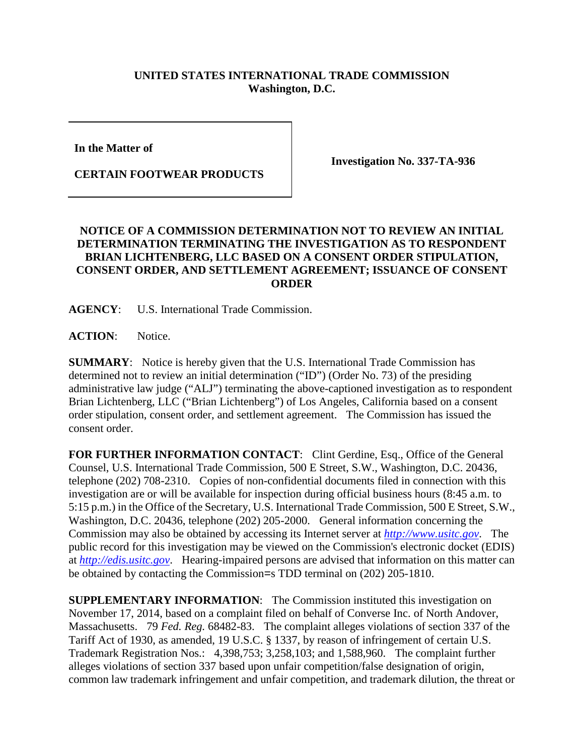**UNITED STATES INTERNATIONAL TRADE COMMISSION**
**Washington, D.C.**

| | |
|---|---|
| **In the Matter of**<br><br>**CERTAIN FOOTWEAR PRODUCTS** | **Investigation No. 337-TA-936** |

**NOTICE OF A COMMISSION DETERMINATION NOT TO REVIEW AN INITIAL DETERMINATION TERMINATING THE INVESTIGATION AS TO RESPONDENT BRIAN LICHTENBERG, LLC BASED ON A CONSENT ORDER STIPULATION, CONSENT ORDER, AND SETTLEMENT AGREEMENT; ISSUANCE OF CONSENT ORDER**

**AGENCY**: U.S. International Trade Commission.

**ACTION**: Notice.

**SUMMARY**: Notice is hereby given that the U.S. International Trade Commission has determined not to review an initial determination ("ID") (Order No. 73) of the presiding administrative law judge ("ALJ") terminating the above-captioned investigation as to respondent Brian Lichtenberg, LLC ("Brian Lichtenberg") of Los Angeles, California based on a consent order stipulation, consent order, and settlement agreement. The Commission has issued the consent order.

**FOR FURTHER INFORMATION CONTACT**: Clint Gerdine, Esq., Office of the General Counsel, U.S. International Trade Commission, 500 E Street, S.W., Washington, D.C. 20436, telephone (202) 708-2310. Copies of non-confidential documents filed in connection with this investigation are or will be available for inspection during official business hours (8:45 a.m. to 5:15 p.m.) in the Office of the Secretary, U.S. International Trade Commission, 500 E Street, S.W., Washington, D.C. 20436, telephone (202) 205-2000. General information concerning the Commission may also be obtained by accessing its Internet server at *http://www.usitc.gov*. The public record for this investigation may be viewed on the Commission's electronic docket (EDIS) at *http://edis.usitc.gov*. Hearing-impaired persons are advised that information on this matter can be obtained by contacting the Commission=s TDD terminal on (202) 205-1810.

**SUPPLEMENTARY INFORMATION**: The Commission instituted this investigation on November 17, 2014, based on a complaint filed on behalf of Converse Inc. of North Andover, Massachusetts. 79 *Fed. Reg.* 68482-83. The complaint alleges violations of section 337 of the Tariff Act of 1930, as amended, 19 U.S.C. § 1337, by reason of infringement of certain U.S. Trademark Registration Nos.: 4,398,753; 3,258,103; and 1,588,960. The complaint further alleges violations of section 337 based upon unfair competition/false designation of origin, common law trademark infringement and unfair competition, and trademark dilution, the threat or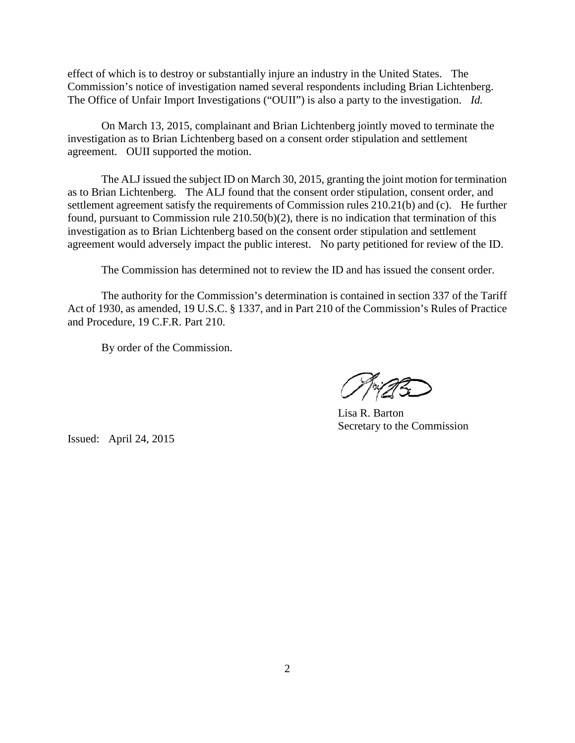effect of which is to destroy or substantially injure an industry in the United States. The Commission's notice of investigation named several respondents including Brian Lichtenberg. The Office of Unfair Import Investigations ("OUII") is also a party to the investigation. *Id.*

On March 13, 2015, complainant and Brian Lichtenberg jointly moved to terminate the investigation as to Brian Lichtenberg based on a consent order stipulation and settlement agreement. OUII supported the motion.

The ALJ issued the subject ID on March 30, 2015, granting the joint motion for termination as to Brian Lichtenberg. The ALJ found that the consent order stipulation, consent order, and settlement agreement satisfy the requirements of Commission rules 210.21(b) and (c). He further found, pursuant to Commission rule 210.50(b)(2), there is no indication that termination of this investigation as to Brian Lichtenberg based on the consent order stipulation and settlement agreement would adversely impact the public interest. No party petitioned for review of the ID.

The Commission has determined not to review the ID and has issued the consent order.

The authority for the Commission's determination is contained in section 337 of the Tariff Act of 1930, as amended, 19 U.S.C. § 1337, and in Part 210 of the Commission's Rules of Practice and Procedure, 19 C.F.R. Part 210.

By order of the Commission.

Lisa R. Barton
Secretary to the Commission

Issued: April 24, 2015